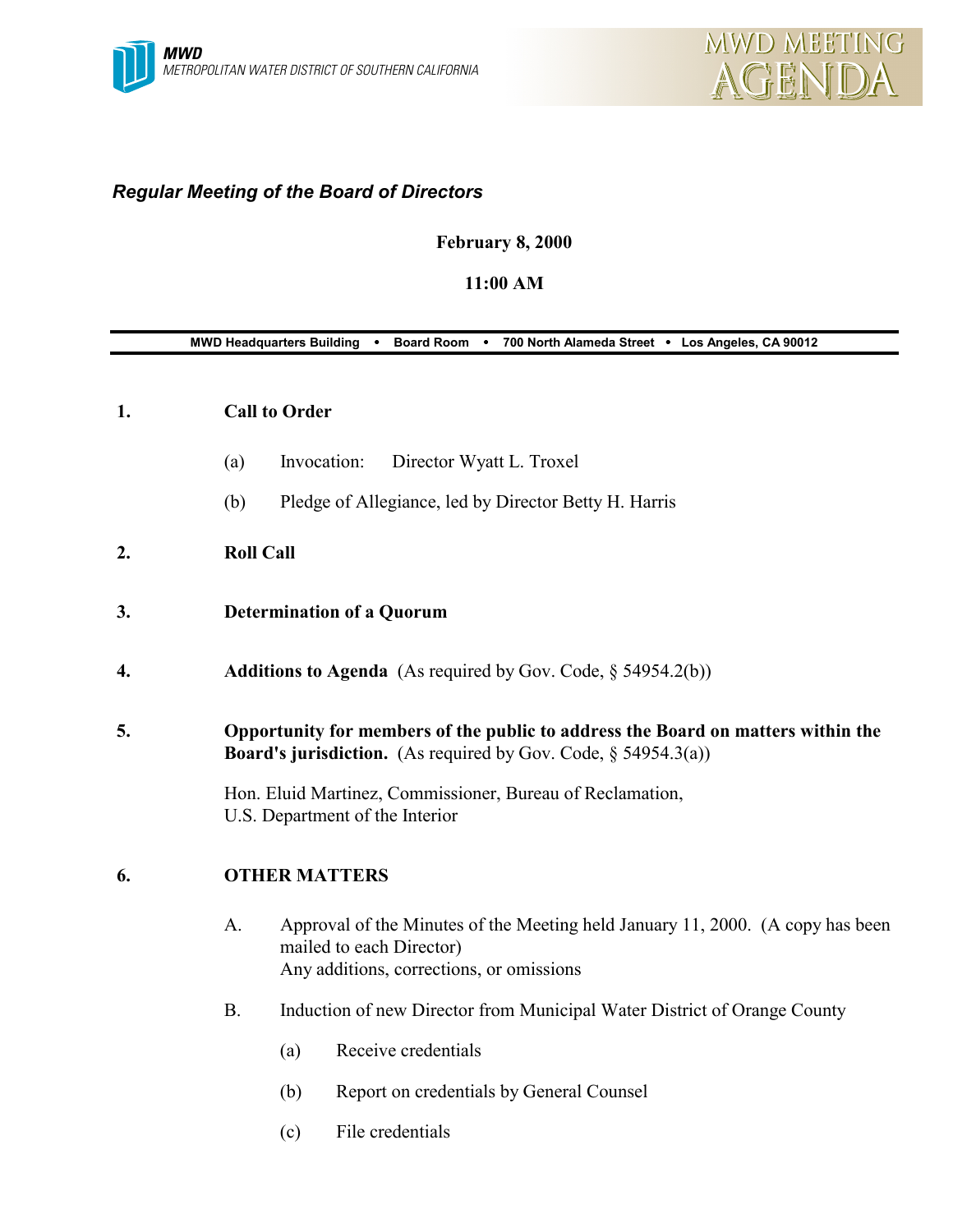MWD
METROPOLITAN WATER DISTRICT OF SOUTHERN CALIFORNIA

MWD MEETING AGENDA

## *Regular Meeting of the Board of Directors*

**February 8, 2000**

**11:00 AM**

**MWD Headquarters Building • Board Room • 700 North Alameda Street • Los Angeles, CA 90012**

**1. Call to Order**

(a) Invocation: Director Wyatt L. Troxel

(b) Pledge of Allegiance, led by Director Betty H. Harris

**2. Roll Call**

**3. Determination of a Quorum**

**4. Additions to Agenda** (As required by Gov. Code, § 54954.2(b))

**5. Opportunity for members of the public to address the Board on matters within the Board's jurisdiction.** (As required by Gov. Code, § 54954.3(a))

Hon. Eluid Martinez, Commissioner, Bureau of Reclamation, U.S. Department of the Interior

**6. OTHER MATTERS**

A. Approval of the Minutes of the Meeting held January 11, 2000. (A copy has been mailed to each Director)
Any additions, corrections, or omissions

B. Induction of new Director from Municipal Water District of Orange County

(a) Receive credentials

(b) Report on credentials by General Counsel

(c) File credentials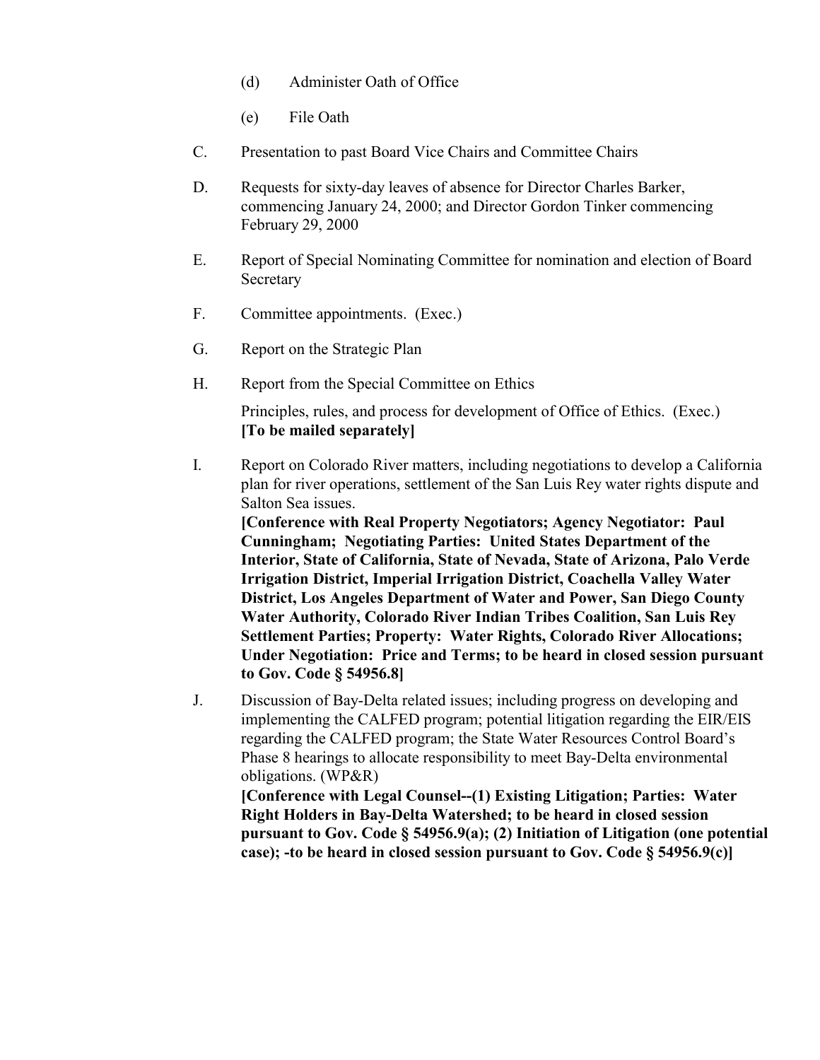(d) Administer Oath of Office

(e) File Oath

C. Presentation to past Board Vice Chairs and Committee Chairs

D. Requests for sixty-day leaves of absence for Director Charles Barker, commencing January 24, 2000; and Director Gordon Tinker commencing February 29, 2000

E. Report of Special Nominating Committee for nomination and election of Board Secretary

F. Committee appointments. (Exec.)

G. Report on the Strategic Plan

H. Report from the Special Committee on Ethics

Principles, rules, and process for development of Office of Ethics. (Exec.) **[To be mailed separately]**

I. Report on Colorado River matters, including negotiations to develop a California plan for river operations, settlement of the San Luis Rey water rights dispute and Salton Sea issues.
**[Conference with Real Property Negotiators; Agency Negotiator: Paul Cunningham; Negotiating Parties: United States Department of the Interior, State of California, State of Nevada, State of Arizona, Palo Verde Irrigation District, Imperial Irrigation District, Coachella Valley Water District, Los Angeles Department of Water and Power, San Diego County Water Authority, Colorado River Indian Tribes Coalition, San Luis Rey Settlement Parties; Property: Water Rights, Colorado River Allocations; Under Negotiation: Price and Terms; to be heard in closed session pursuant to Gov. Code § 54956.8]**

J. Discussion of Bay-Delta related issues; including progress on developing and implementing the CALFED program; potential litigation regarding the EIR/EIS regarding the CALFED program; the State Water Resources Control Board's Phase 8 hearings to allocate responsibility to meet Bay-Delta environmental obligations. (WP&R)
**[Conference with Legal Counsel--(1) Existing Litigation; Parties: Water Right Holders in Bay-Delta Watershed; to be heard in closed session pursuant to Gov. Code § 54956.9(a); (2) Initiation of Litigation (one potential case); -to be heard in closed session pursuant to Gov. Code § 54956.9(c)]**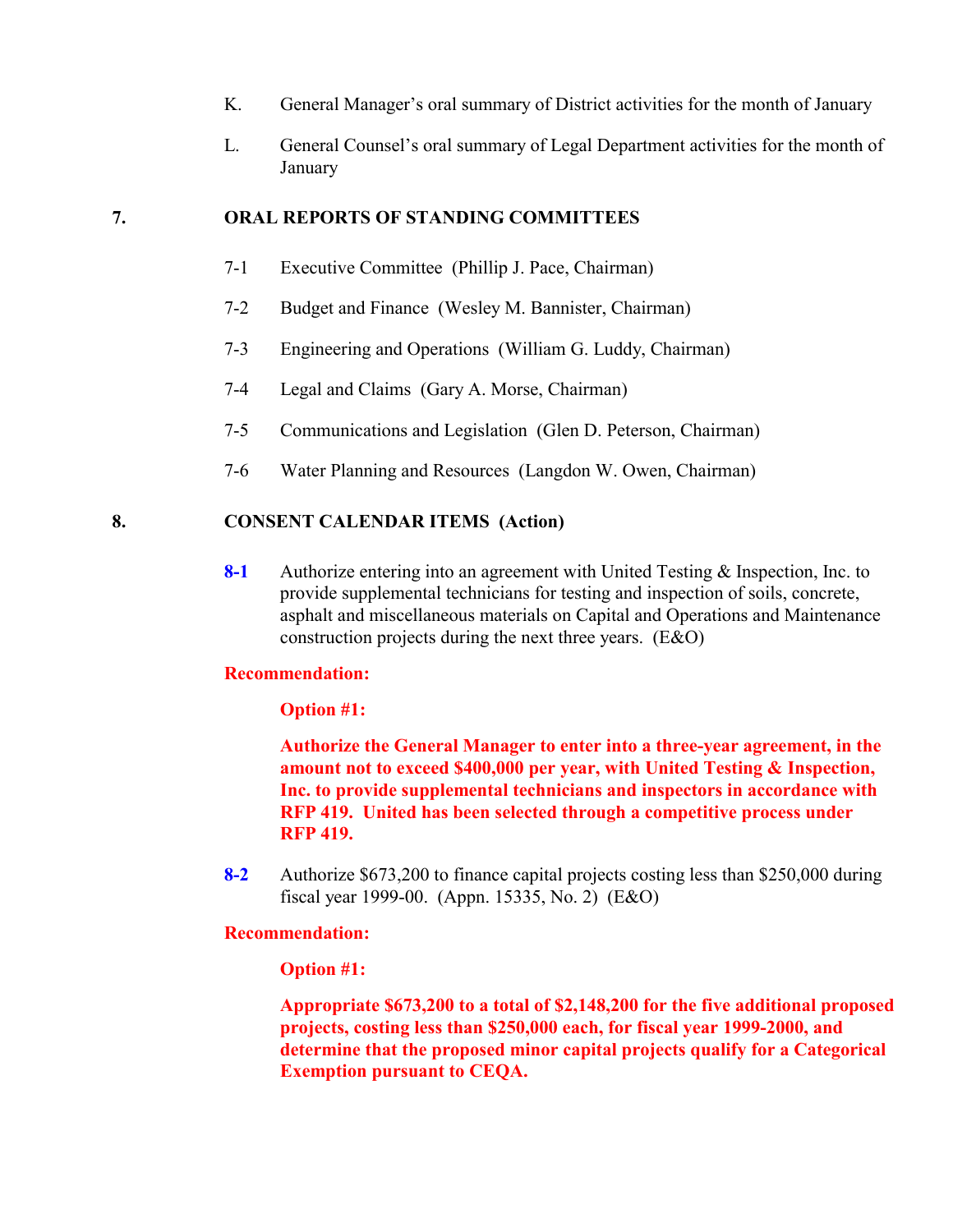K. General Manager's oral summary of District activities for the month of January

L. General Counsel's oral summary of Legal Department activities for the month of January

## 7. ORAL REPORTS OF STANDING COMMITTEES

7-1 Executive Committee (Phillip J. Pace, Chairman)

7-2 Budget and Finance (Wesley M. Bannister, Chairman)

7-3 Engineering and Operations (William G. Luddy, Chairman)

7-4 Legal and Claims (Gary A. Morse, Chairman)

7-5 Communications and Legislation (Glen D. Peterson, Chairman)

7-6 Water Planning and Resources (Langdon W. Owen, Chairman)

## 8. CONSENT CALENDAR ITEMS (Action)

**8-1** Authorize entering into an agreement with United Testing & Inspection, Inc. to provide supplemental technicians for testing and inspection of soils, concrete, asphalt and miscellaneous materials on Capital and Operations and Maintenance construction projects during the next three years. (E&O)

**Recommendation:**

**Option #1:**

**Authorize the General Manager to enter into a three-year agreement, in the amount not to exceed $400,000 per year, with United Testing & Inspection, Inc. to provide supplemental technicians and inspectors in accordance with RFP 419. United has been selected through a competitive process under RFP 419.**

**8-2** Authorize $673,200 to finance capital projects costing less than $250,000 during fiscal year 1999-00. (Appn. 15335, No. 2) (E&O)

**Recommendation:**

**Option #1:**

**Appropriate $673,200 to a total of $2,148,200 for the five additional proposed projects, costing less than $250,000 each, for fiscal year 1999-2000, and determine that the proposed minor capital projects qualify for a Categorical Exemption pursuant to CEQA.**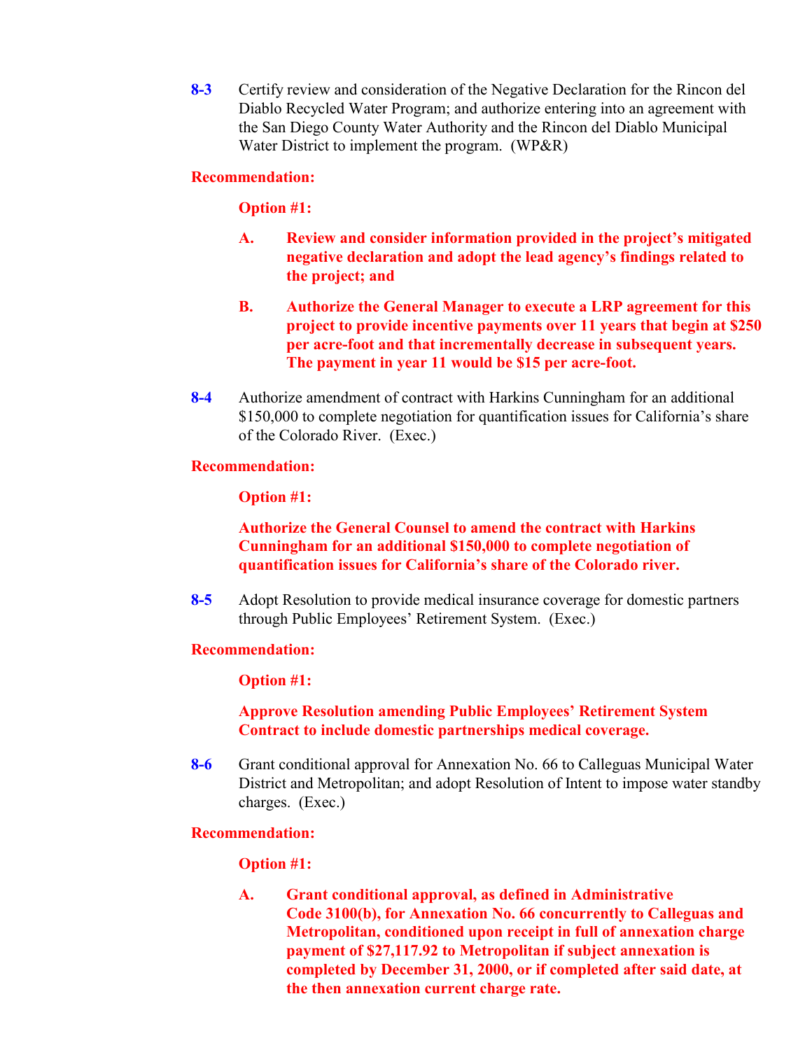**8-3** Certify review and consideration of the Negative Declaration for the Rincon del Diablo Recycled Water Program; and authorize entering into an agreement with the San Diego County Water Authority and the Rincon del Diablo Municipal Water District to implement the program. (WP&R)

**Recommendation:**

**Option #1:**

**A. Review and consider information provided in the project's mitigated negative declaration and adopt the lead agency's findings related to the project; and**

**B. Authorize the General Manager to execute a LRP agreement for this project to provide incentive payments over 11 years that begin at $250 per acre-foot and that incrementally decrease in subsequent years. The payment in year 11 would be $15 per acre-foot.**

**8-4** Authorize amendment of contract with Harkins Cunningham for an additional $150,000 to complete negotiation for quantification issues for California's share of the Colorado River. (Exec.)

**Recommendation:**

**Option #1:**

**Authorize the General Counsel to amend the contract with Harkins Cunningham for an additional $150,000 to complete negotiation of quantification issues for California's share of the Colorado river.**

**8-5** Adopt Resolution to provide medical insurance coverage for domestic partners through Public Employees' Retirement System. (Exec.)

**Recommendation:**

**Option #1:**

**Approve Resolution amending Public Employees' Retirement System Contract to include domestic partnerships medical coverage.**

**8-6** Grant conditional approval for Annexation No. 66 to Calleguas Municipal Water District and Metropolitan; and adopt Resolution of Intent to impose water standby charges. (Exec.)

**Recommendation:**

**Option #1:**

**A. Grant conditional approval, as defined in Administrative Code 3100(b), for Annexation No. 66 concurrently to Calleguas and Metropolitan, conditioned upon receipt in full of annexation charge payment of $27,117.92 to Metropolitan if subject annexation is completed by December 31, 2000, or if completed after said date, at the then annexation current charge rate.**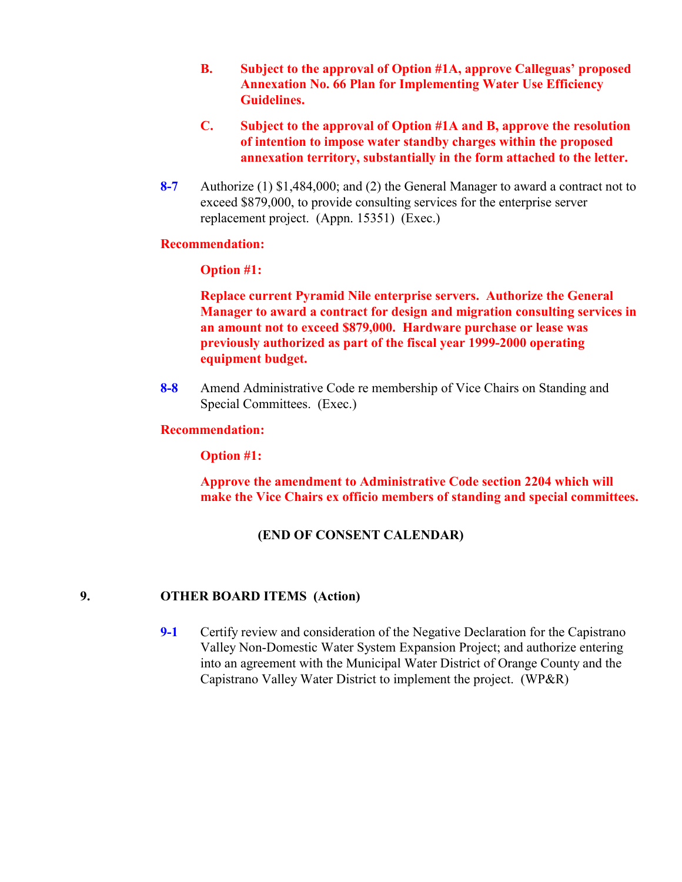**B. Subject to the approval of Option #1A, approve Calleguas' proposed Annexation No. 66 Plan for Implementing Water Use Efficiency Guidelines.**

**C. Subject to the approval of Option #1A and B, approve the resolution of intention to impose water standby charges within the proposed annexation territory, substantially in the form attached to the letter.**

**8-7** Authorize (1) $1,484,000; and (2) the General Manager to award a contract not to exceed $879,000, to provide consulting services for the enterprise server replacement project. (Appn. 15351) (Exec.)

**Recommendation:**

**Option #1:**

**Replace current Pyramid Nile enterprise servers. Authorize the General Manager to award a contract for design and migration consulting services in an amount not to exceed $879,000. Hardware purchase or lease was previously authorized as part of the fiscal year 1999-2000 operating equipment budget.**

**8-8** Amend Administrative Code re membership of Vice Chairs on Standing and Special Committees. (Exec.)

**Recommendation:**

**Option #1:**

**Approve the amendment to Administrative Code section 2204 which will make the Vice Chairs ex officio members of standing and special committees.**

**(END OF CONSENT CALENDAR)**

## 9. OTHER BOARD ITEMS (Action)

**9-1** Certify review and consideration of the Negative Declaration for the Capistrano Valley Non-Domestic Water System Expansion Project; and authorize entering into an agreement with the Municipal Water District of Orange County and the Capistrano Valley Water District to implement the project. (WP&R)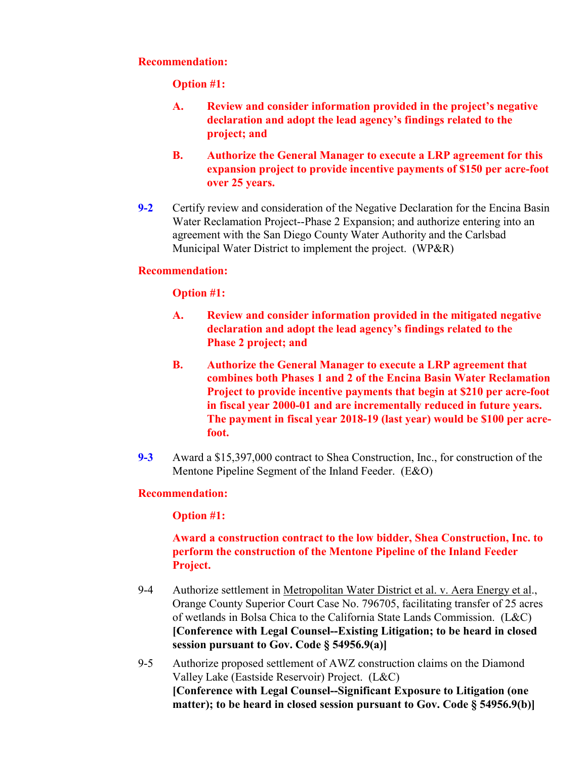**Recommendation:**

**Option #1:**

**A. Review and consider information provided in the project's negative declaration and adopt the lead agency's findings related to the project; and**

**B. Authorize the General Manager to execute a LRP agreement for this expansion project to provide incentive payments of $150 per acre-foot over 25 years.**

**9-2** Certify review and consideration of the Negative Declaration for the Encina Basin Water Reclamation Project--Phase 2 Expansion; and authorize entering into an agreement with the San Diego County Water Authority and the Carlsbad Municipal Water District to implement the project. (WP&R)

**Recommendation:**

**Option #1:**

**A. Review and consider information provided in the mitigated negative declaration and adopt the lead agency's findings related to the Phase 2 project; and**

**B. Authorize the General Manager to execute a LRP agreement that combines both Phases 1 and 2 of the Encina Basin Water Reclamation Project to provide incentive payments that begin at $210 per acre-foot in fiscal year 2000-01 and are incrementally reduced in future years. The payment in fiscal year 2018-19 (last year) would be $100 per acre-foot.**

**9-3** Award a $15,397,000 contract to Shea Construction, Inc., for construction of the Mentone Pipeline Segment of the Inland Feeder. (E&O)

**Recommendation:**

**Option #1:**

**Award a construction contract to the low bidder, Shea Construction, Inc. to perform the construction of the Mentone Pipeline of the Inland Feeder Project.**

9-4 Authorize settlement in Metropolitan Water District et al. v. Aera Energy et al., Orange County Superior Court Case No. 796705, facilitating transfer of 25 acres of wetlands in Bolsa Chica to the California State Lands Commission. (L&C) **[Conference with Legal Counsel--Existing Litigation; to be heard in closed session pursuant to Gov. Code § 54956.9(a)]**

9-5 Authorize proposed settlement of AWZ construction claims on the Diamond Valley Lake (Eastside Reservoir) Project. (L&C) **[Conference with Legal Counsel--Significant Exposure to Litigation (one matter); to be heard in closed session pursuant to Gov. Code § 54956.9(b)]**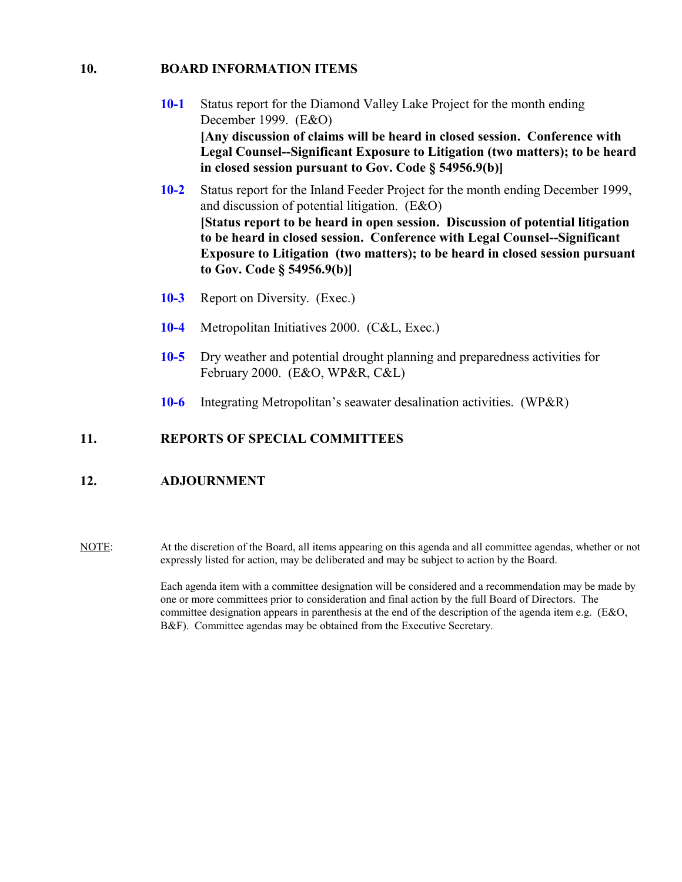## 10. BOARD INFORMATION ITEMS

**10-1** Status report for the Diamond Valley Lake Project for the month ending December 1999. (E&O)
**[Any discussion of claims will be heard in closed session. Conference with Legal Counsel--Significant Exposure to Litigation (two matters); to be heard in closed session pursuant to Gov. Code § 54956.9(b)]**

**10-2** Status report for the Inland Feeder Project for the month ending December 1999, and discussion of potential litigation. (E&O)
**[Status report to be heard in open session. Discussion of potential litigation to be heard in closed session. Conference with Legal Counsel--Significant Exposure to Litigation (two matters); to be heard in closed session pursuant to Gov. Code § 54956.9(b)]**

**10-3** Report on Diversity. (Exec.)

**10-4** Metropolitan Initiatives 2000. (C&L, Exec.)

**10-5** Dry weather and potential drought planning and preparedness activities for February 2000. (E&O, WP&R, C&L)

**10-6** Integrating Metropolitan's seawater desalination activities. (WP&R)

## 11. REPORTS OF SPECIAL COMMITTEES

## 12. ADJOURNMENT

NOTE: At the discretion of the Board, all items appearing on this agenda and all committee agendas, whether or not expressly listed for action, may be deliberated and may be subject to action by the Board.

Each agenda item with a committee designation will be considered and a recommendation may be made by one or more committees prior to consideration and final action by the full Board of Directors. The committee designation appears in parenthesis at the end of the description of the agenda item e.g. (E&O, B&F). Committee agendas may be obtained from the Executive Secretary.